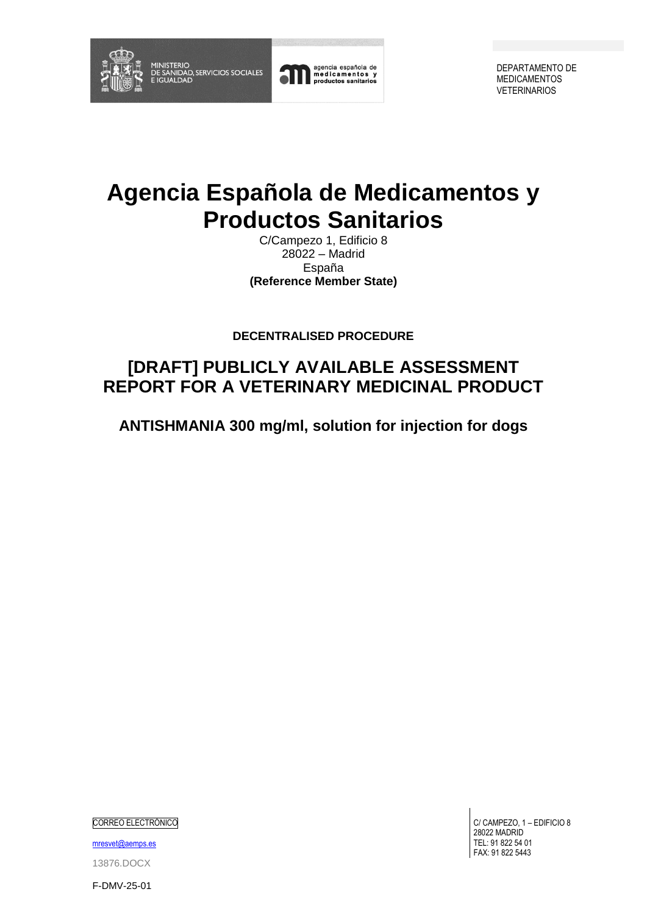MINISTERIO DE SANIDAD, SERVICIOS SOCIALES E IGUALDAD

agencia española de medicamentos y productos sanitarios

DEPARTAMENTO DE MEDICAMENTOS VETERINARIOS

# Agencia Española de Medicamentos y Productos Sanitarios

C/Campezo 1, Edificio 8
28022 – Madrid
España
**(Reference Member State)**

**DECENTRALISED PROCEDURE**

## [DRAFT] PUBLICLY AVAILABLE ASSESSMENT REPORT FOR A VETERINARY MEDICINAL PRODUCT

### ANTISHMANIA 300 mg/ml, solution for injection for dogs

CORREO ELECTRÓNICO

mresvet@aemps.es

13876.DOCX

F-DMV-25-01

C/ CAMPEZO, 1 – EDIFICIO 8
28022 MADRID
TEL: 91 822 54 01
FAX: 91 822 5443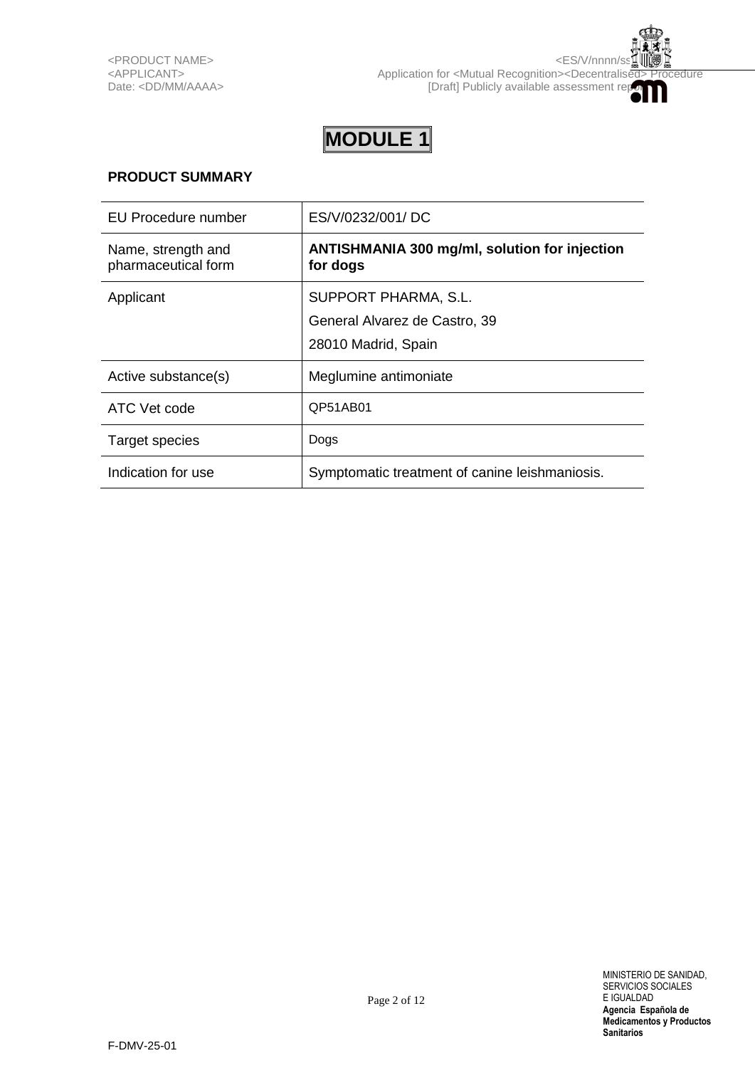# MODULE 1

**PRODUCT SUMMARY**

| | |
|---|---|
| EU Procedure number | ES/V/0232/001/ DC |
| Name, strength and pharmaceutical form | **ANTISHMANIA 300 mg/ml, solution for injection for dogs** |
| Applicant | SUPPORT PHARMA, S.L.<br>General Alvarez de Castro, 39<br>28010 Madrid, Spain |
| Active substance(s) | Meglumine antimoniate |
| ATC Vet code | QP51AB01 |
| Target species | Dogs |
| Indication for use | Symptomatic treatment of canine leishmaniosis. |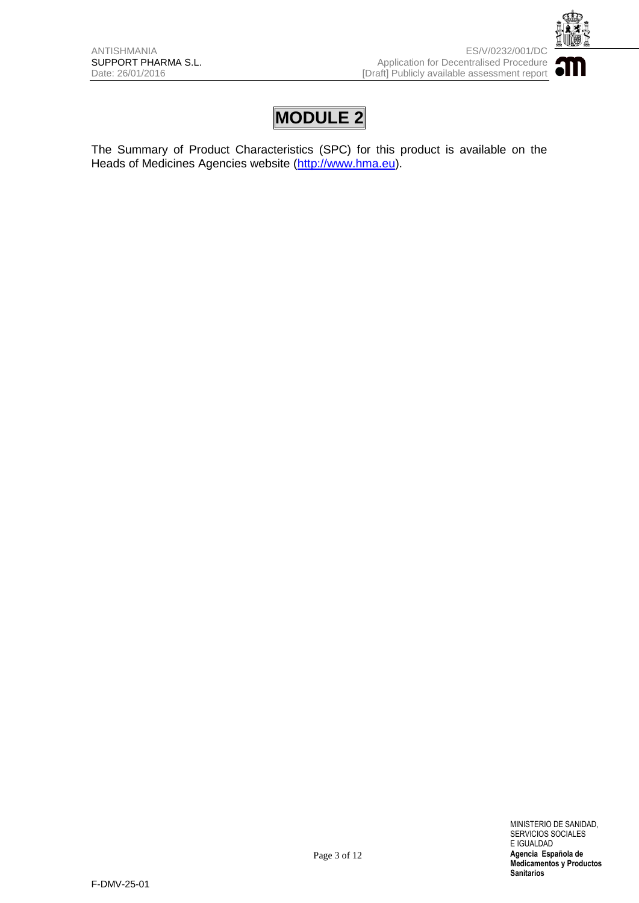# MODULE 2

The Summary of Product Characteristics (SPC) for this product is available on the Heads of Medicines Agencies website (http://www.hma.eu).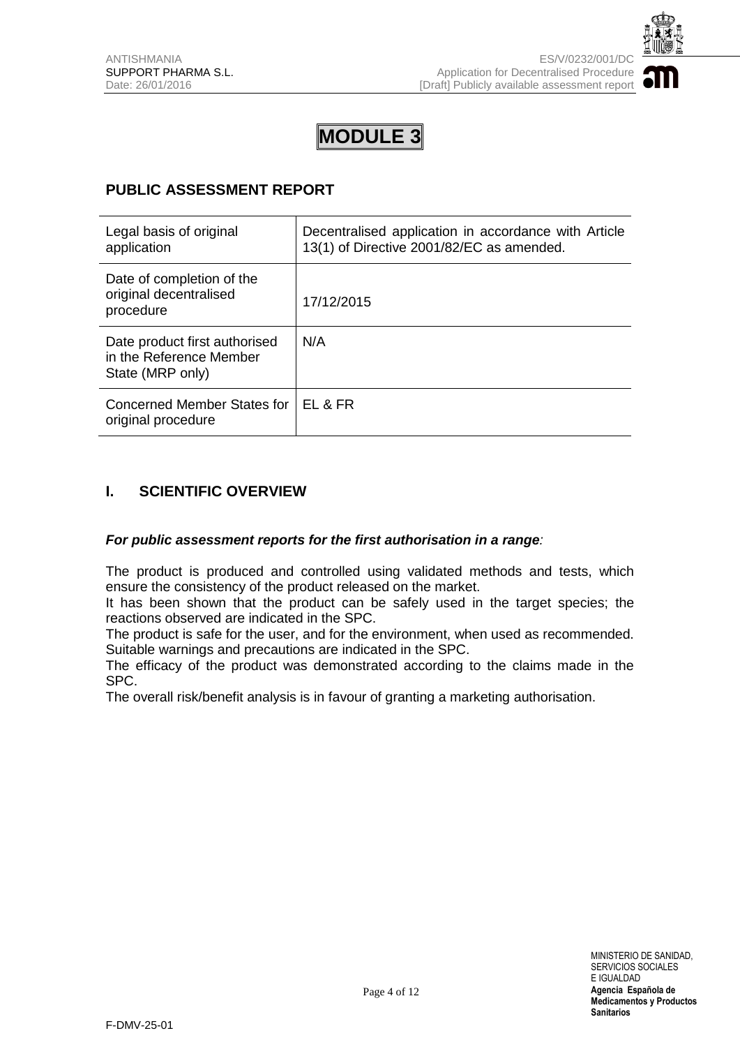# MODULE 3

## PUBLIC ASSESSMENT REPORT

| Legal basis of original application | Decentralised application in accordance with Article 13(1) of Directive 2001/82/EC as amended. |
|---|---|
| Date of completion of the original decentralised procedure | 17/12/2015 |
| Date product first authorised in the Reference Member State (MRP only) | N/A |
| Concerned Member States for original procedure | EL & FR |

## I. SCIENTIFIC OVERVIEW

***For public assessment reports for the first authorisation in a range**:*

The product is produced and controlled using validated methods and tests, which ensure the consistency of the product released on the market.
It has been shown that the product can be safely used in the target species; the reactions observed are indicated in the SPC.
The product is safe for the user, and for the environment, when used as recommended. Suitable warnings and precautions are indicated in the SPC.
The efficacy of the product was demonstrated according to the claims made in the SPC.
The overall risk/benefit analysis is in favour of granting a marketing authorisation.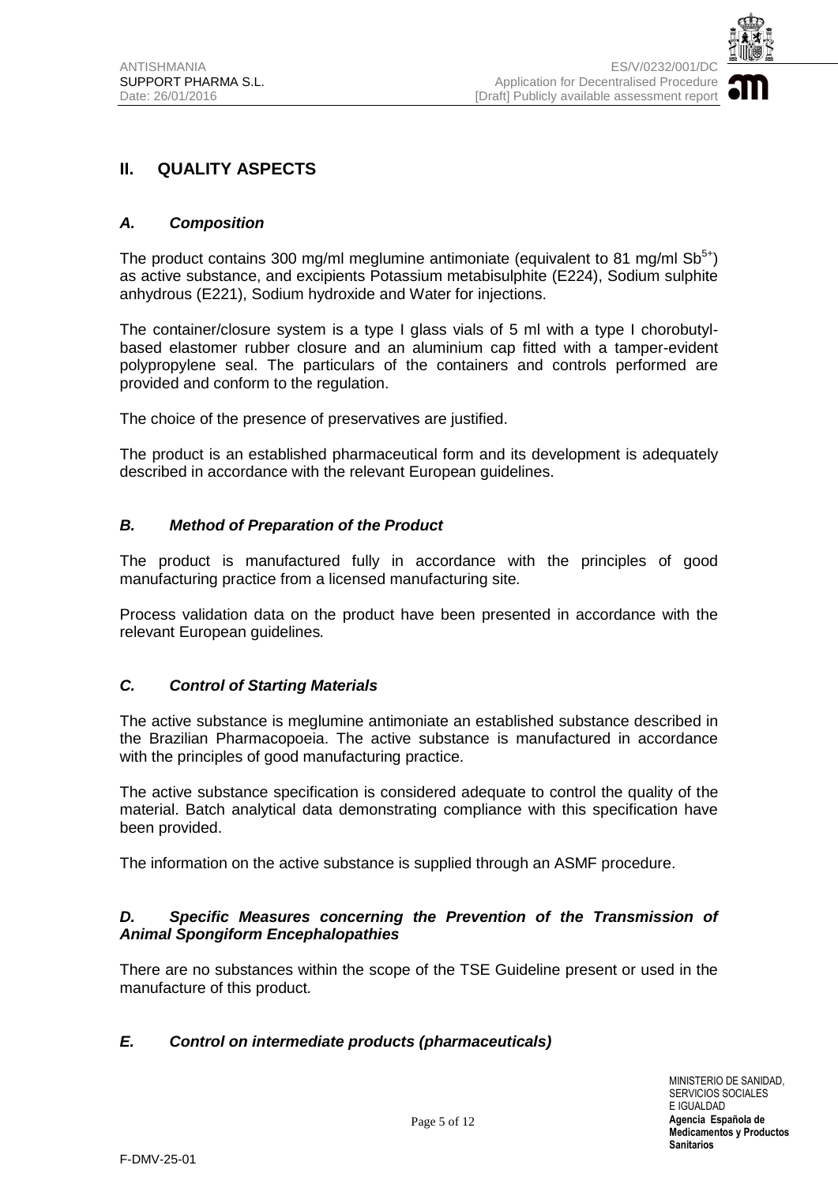## II. QUALITY ASPECTS

### *A. Composition*

The product contains 300 mg/ml meglumine antimoniate (equivalent to 81 mg/ml $Sb^{5+}$) as active substance, and excipients Potassium metabisulphite (E224), Sodium sulphite anhydrous (E221), Sodium hydroxide and Water for injections.

The container/closure system is a type I glass vials of 5 ml with a type I chorobutyl-based elastomer rubber closure and an aluminium cap fitted with a tamper-evident polypropylene seal. The particulars of the containers and controls performed are provided and conform to the regulation.

The choice of the presence of preservatives are justified.

The product is an established pharmaceutical form and its development is adequately described in accordance with the relevant European guidelines.

### *B. Method of Preparation of the Product*

The product is manufactured fully in accordance with the principles of good manufacturing practice from a licensed manufacturing site.

Process validation data on the product have been presented in accordance with the relevant European guidelines.

### *C. Control of Starting Materials*

The active substance is meglumine antimoniate an established substance described in the Brazilian Pharmacopoeia. The active substance is manufactured in accordance with the principles of good manufacturing practice.

The active substance specification is considered adequate to control the quality of the material. Batch analytical data demonstrating compliance with this specification have been provided.

The information on the active substance is supplied through an ASMF procedure.

### *D. Specific Measures concerning the Prevention of the Transmission of Animal Spongiform Encephalopathies*

There are no substances within the scope of the TSE Guideline present or used in the manufacture of this product.

### *E. Control on intermediate products (pharmaceuticals)*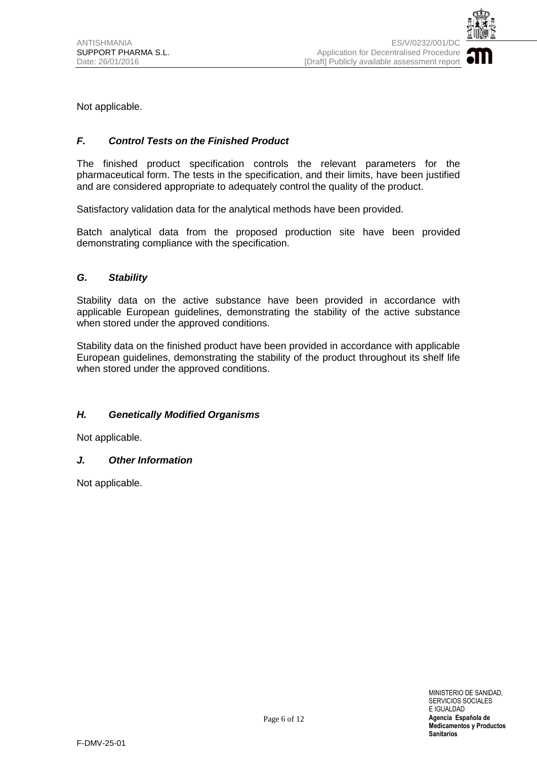Not applicable.

### *F. Control Tests on the Finished Product*

The finished product specification controls the relevant parameters for the pharmaceutical form. The tests in the specification, and their limits, have been justified and are considered appropriate to adequately control the quality of the product.

Satisfactory validation data for the analytical methods have been provided.

Batch analytical data from the proposed production site have been provided demonstrating compliance with the specification.

### *G. Stability*

Stability data on the active substance have been provided in accordance with applicable European guidelines, demonstrating the stability of the active substance when stored under the approved conditions.

Stability data on the finished product have been provided in accordance with applicable European guidelines, demonstrating the stability of the product throughout its shelf life when stored under the approved conditions.

### *H. Genetically Modified Organisms*

Not applicable.

### *J. Other Information*

Not applicable.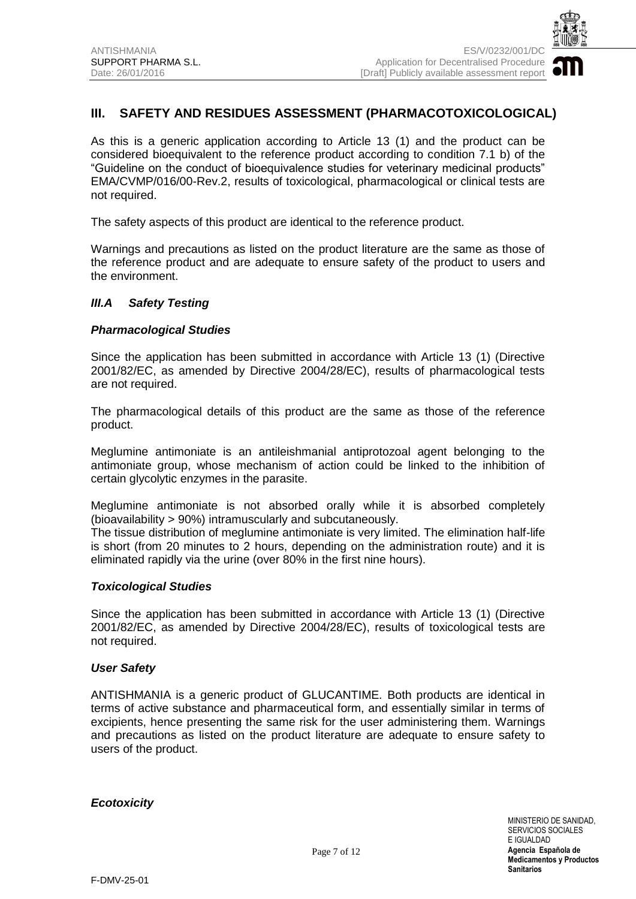## III. SAFETY AND RESIDUES ASSESSMENT (PHARMACOTOXICOLOGICAL)

As this is a generic application according to Article 13 (1) and the product can be considered bioequivalent to the reference product according to condition 7.1 b) of the "Guideline on the conduct of bioequivalence studies for veterinary medicinal products" EMA/CVMP/016/00-Rev.2, results of toxicological, pharmacological or clinical tests are not required.

The safety aspects of this product are identical to the reference product.

Warnings and precautions as listed on the product literature are the same as those of the reference product and are adequate to ensure safety of the product to users and the environment.

### *III.A Safety Testing*

#### *Pharmacological Studies*

Since the application has been submitted in accordance with Article 13 (1) (Directive 2001/82/EC, as amended by Directive 2004/28/EC), results of pharmacological tests are not required.

The pharmacological details of this product are the same as those of the reference product.

Meglumine antimoniate is an antileishmanial antiprotozoal agent belonging to the antimoniate group, whose mechanism of action could be linked to the inhibition of certain glycolytic enzymes in the parasite.

Meglumine antimoniate is not absorbed orally while it is absorbed completely (bioavailability > 90%) intramuscularly and subcutaneously.

The tissue distribution of meglumine antimoniate is very limited. The elimination half-life is short (from 20 minutes to 2 hours, depending on the administration route) and it is eliminated rapidly via the urine (over 80% in the first nine hours).

#### *Toxicological Studies*

Since the application has been submitted in accordance with Article 13 (1) (Directive 2001/82/EC, as amended by Directive 2004/28/EC), results of toxicological tests are not required.

#### *User Safety*

ANTISHMANIA is a generic product of GLUCANTIME. Both products are identical in terms of active substance and pharmaceutical form, and essentially similar in terms of excipients, hence presenting the same risk for the user administering them. Warnings and precautions as listed on the product literature are adequate to ensure safety to users of the product.

#### *Ecotoxicity*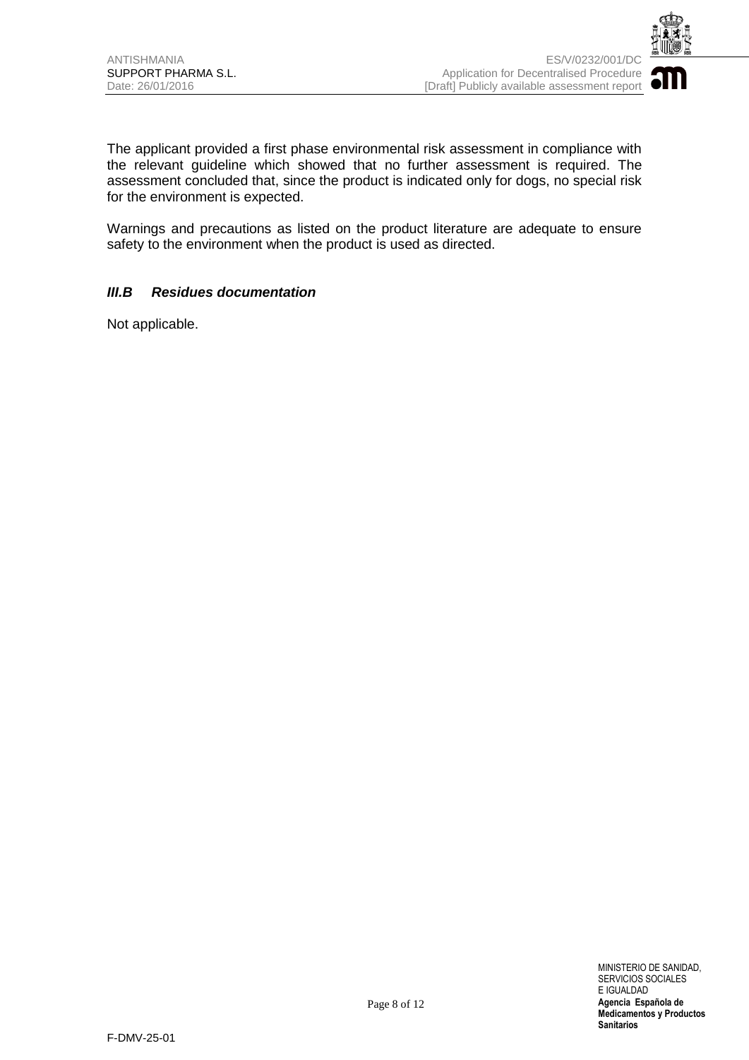The applicant provided a first phase environmental risk assessment in compliance with the relevant guideline which showed that no further assessment is required. The assessment concluded that, since the product is indicated only for dogs, no special risk for the environment is expected.

Warnings and precautions as listed on the product literature are adequate to ensure safety to the environment when the product is used as directed.

### *III.B Residues documentation*

Not applicable.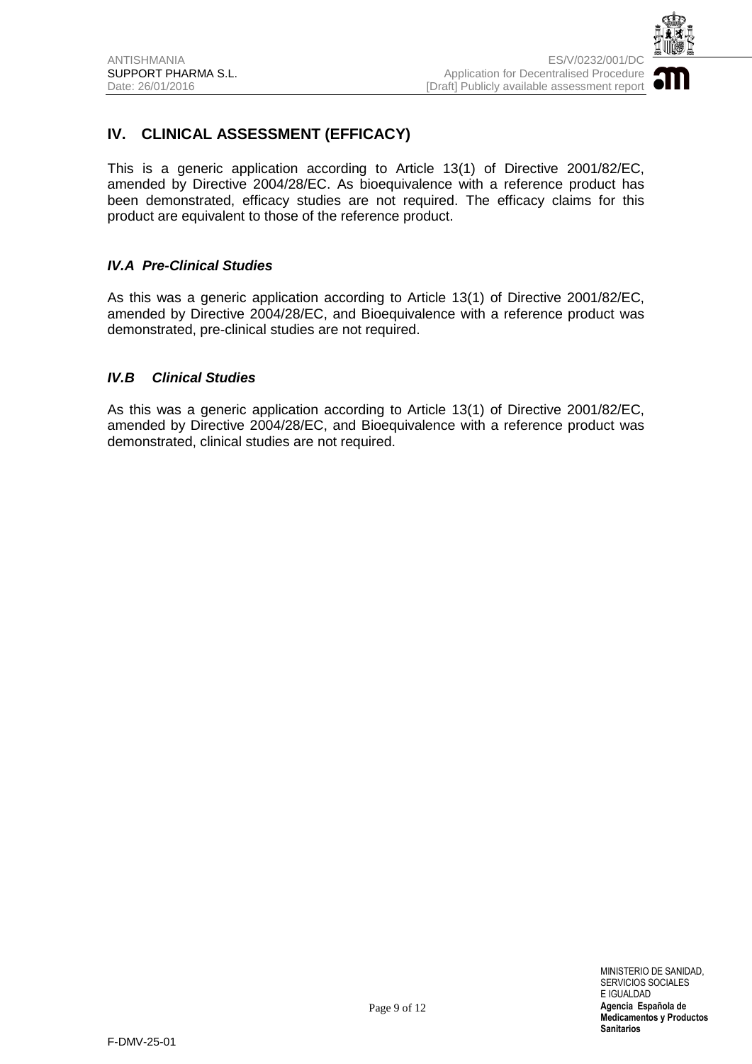## IV. CLINICAL ASSESSMENT (EFFICACY)

This is a generic application according to Article 13(1) of Directive 2001/82/EC, amended by Directive 2004/28/EC. As bioequivalence with a reference product has been demonstrated, efficacy studies are not required. The efficacy claims for this product are equivalent to those of the reference product.

### *IV.A Pre-Clinical Studies*

As this was a generic application according to Article 13(1) of Directive 2001/82/EC, amended by Directive 2004/28/EC, and Bioequivalence with a reference product was demonstrated, pre-clinical studies are not required.

### *IV.B Clinical Studies*

As this was a generic application according to Article 13(1) of Directive 2001/82/EC, amended by Directive 2004/28/EC, and Bioequivalence with a reference product was demonstrated, clinical studies are not required.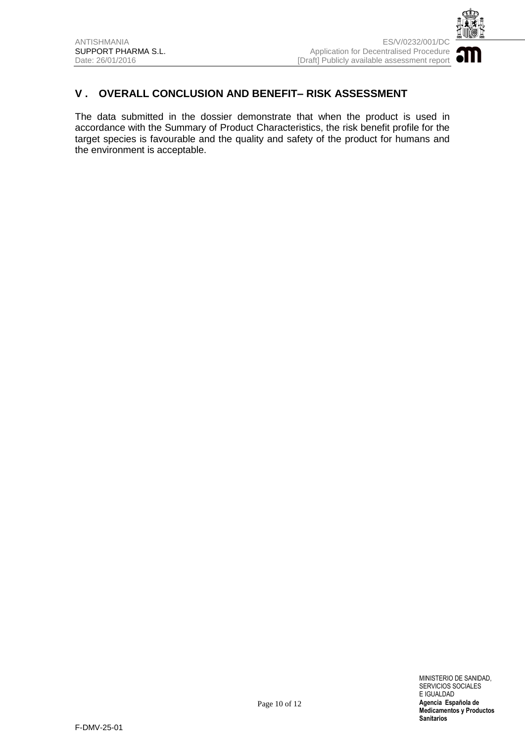## V . OVERALL CONCLUSION AND BENEFIT– RISK ASSESSMENT

The data submitted in the dossier demonstrate that when the product is used in accordance with the Summary of Product Characteristics, the risk benefit profile for the target species is favourable and the quality and safety of the product for humans and the environment is acceptable.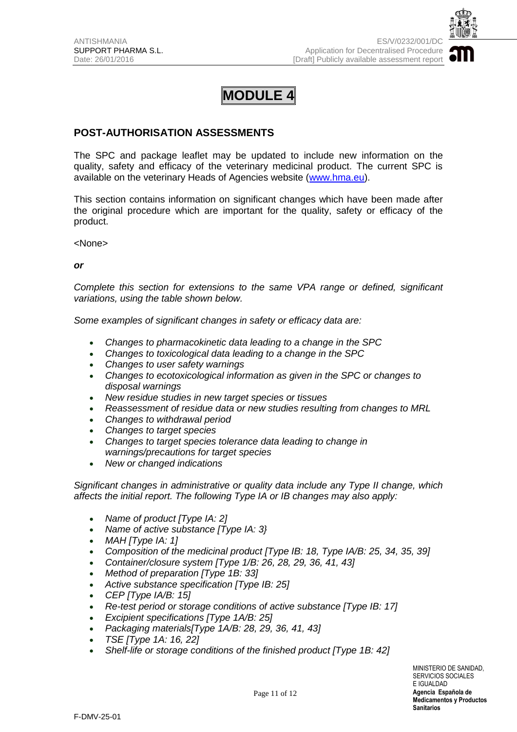# MODULE 4

## POST-AUTHORISATION ASSESSMENTS

The SPC and package leaflet may be updated to include new information on the quality, safety and efficacy of the veterinary medicinal product. The current SPC is available on the veterinary Heads of Agencies website (www.hma.eu).

This section contains information on significant changes which have been made after the original procedure which are important for the quality, safety or efficacy of the product.

<None>

***or***

*Complete this section for extensions to the same VPA range or defined, significant variations, using the table shown below.*

*Some examples of significant changes in safety or efficacy data are:*

- *Changes to pharmacokinetic data leading to a change in the SPC*
- *Changes to toxicological data leading to a change in the SPC*
- *Changes to user safety warnings*
- *Changes to ecotoxicological information as given in the SPC or changes to disposal warnings*
- *New residue studies in new target species or tissues*
- *Reassessment of residue data or new studies resulting from changes to MRL*
- *Changes to withdrawal period*
- *Changes to target species*
- *Changes to target species tolerance data leading to change in warnings/precautions for target species*
- *New or changed indications*

*Significant changes in administrative or quality data include any Type II change, which affects the initial report. The following Type IA or IB changes may also apply:*

- *Name of product [Type IA: 2]*
- *Name of active substance [Type IA: 3}*
- *MAH [Type IA: 1]*
- *Composition of the medicinal product [Type IB: 18, Type IA/B: 25, 34, 35, 39]*
- *Container/closure system [Type 1/B: 26, 28, 29, 36, 41, 43]*
- *Method of preparation [Type 1B: 33]*
- *Active substance specification [Type IB: 25]*
- *CEP [Type IA/B: 15]*
- *Re-test period or storage conditions of active substance [Type IB: 17]*
- *Excipient specifications [Type 1A/B: 25]*
- *Packaging materials[Type 1A/B: 28, 29, 36, 41, 43]*
- *TSE [Type 1A: 16, 22]*
- *Shelf-life or storage conditions of the finished product [Type 1B: 42]*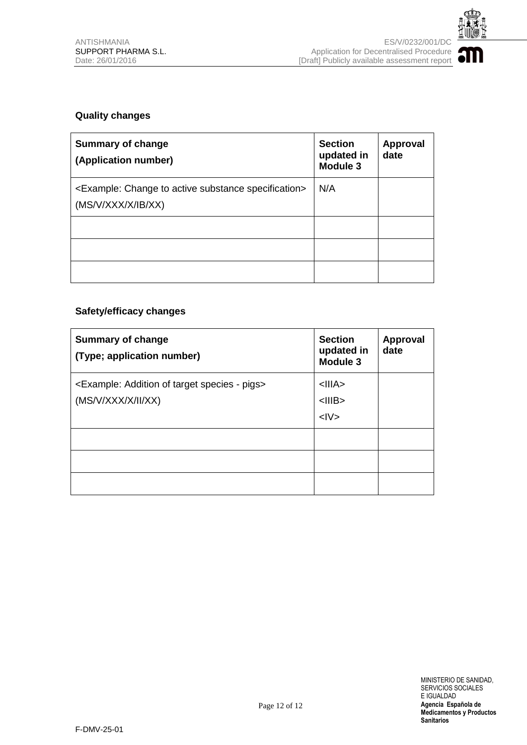### Quality changes

| Summary of change<br>(Application number) | Section updated in Module 3 | Approval date |
| --- | --- | --- |
| <Example: Change to active substance specification><br>(MS/V/XXX/X/IB/XX) | N/A | |
| | | |
| | | |
| | | |

### Safety/efficacy changes

| Summary of change<br>(Type; application number) | Section updated in Module 3 | Approval date |
| --- | --- | --- |
| <Example: Addition of target species - pigs><br>(MS/V/XXX/X/II/XX) | <IIIA><br><IIIB><br><IV> | |
| | | |
| | | |
| | | |